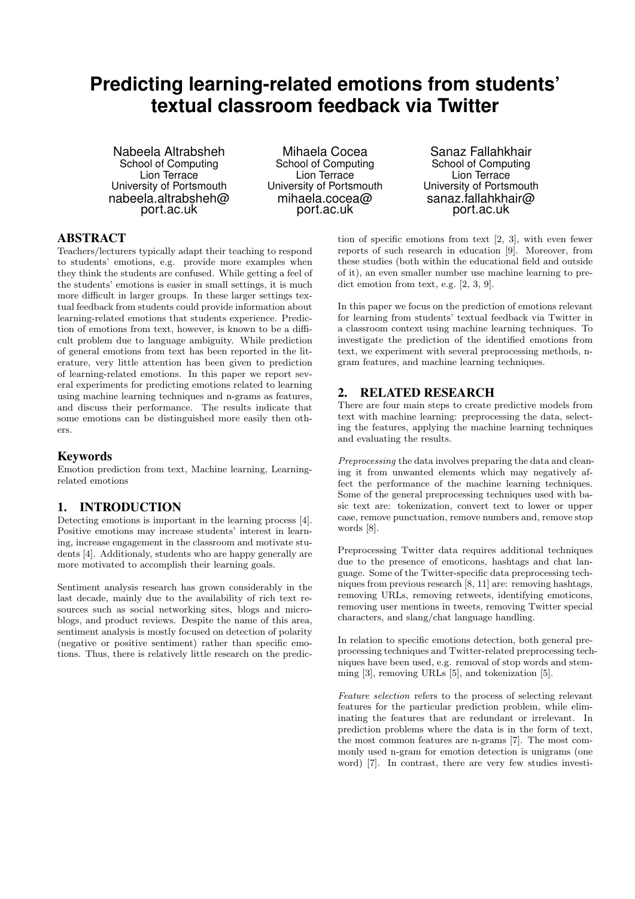# Predicting learning-related emotions from students' textual classroom feedback via Twitter

Nabeela Altrabsheh
School of Computing
Lion Terrace
University of Portsmouth
nabeela.altrabsheh@port.ac.uk

Mihaela Cocea
School of Computing
Lion Terrace
University of Portsmouth
mihaela.cocea@port.ac.uk

Sanaz Fallahkhair
School of Computing
Lion Terrace
University of Portsmouth
sanaz.fallahkhair@port.ac.uk

## ABSTRACT

Teachers/lecturers typically adapt their teaching to respond to students' emotions, e.g. provide more examples when they think the students are confused. While getting a feel of the students' emotions is easier in small settings, it is much more difficult in larger groups. In these larger settings textual feedback from students could provide information about learning-related emotions that students experience. Prediction of emotions from text, however, is known to be a difficult problem due to language ambiguity. While prediction of general emotions from text has been reported in the literature, very little attention has been given to prediction of learning-related emotions. In this paper we report several experiments for predicting emotions related to learning using machine learning techniques and n-grams as features, and discuss their performance. The results indicate that some emotions can be distinguished more easily then others.

### Keywords

Emotion prediction from text, Machine learning, Learning-related emotions

## 1. INTRODUCTION

Detecting emotions is important in the learning process [4]. Positive emotions may increase students' interest in learning, increase engagement in the classroom and motivate students [4]. Additionaly, students who are happy generally are more motivated to accomplish their learning goals.

Sentiment analysis research has grown considerably in the last decade, mainly due to the availability of rich text resources such as social networking sites, blogs and microblogs, and product reviews. Despite the name of this area, sentiment analysis is mostly focused on detection of polarity (negative or positive sentiment) rather than specific emotions. Thus, there is relatively little research on the prediction of specific emotions from text [2, 3], with even fewer reports of such research in education [9]. Moreover, from these studies (both within the educational field and outside of it), an even smaller number use machine learning to predict emotion from text, e.g. [2, 3, 9].

In this paper we focus on the prediction of emotions relevant for learning from students' textual feedback via Twitter in a classroom context using machine learning techniques. To investigate the prediction of the identified emotions from text, we experiment with several preprocessing methods, n-gram features, and machine learning techniques.

## 2. RELATED RESEARCH

There are four main steps to create predictive models from text with machine learning: preprocessing the data, selecting the features, applying the machine learning techniques and evaluating the results.

*Preprocessing* the data involves preparing the data and cleaning it from unwanted elements which may negatively affect the performance of the machine learning techniques. Some of the general preprocessing techniques used with basic text are: tokenization, convert text to lower or upper case, remove punctuation, remove numbers and, remove stop words [8].

Preprocessing Twitter data requires additional techniques due to the presence of emoticons, hashtags and chat language. Some of the Twitter-specific data preprocessing techniques from previous research [8, 11] are: removing hashtags, removing URLs, removing retweets, identifying emoticons, removing user mentions in tweets, removing Twitter special characters, and slang/chat language handling.

In relation to specific emotions detection, both general preprocessing techniques and Twitter-related preprocessing techniques have been used, e.g. removal of stop words and stemming [3], removing URLs [5], and tokenization [5].

*Feature selection* refers to the process of selecting relevant features for the particular prediction problem, while eliminating the features that are redundant or irrelevant. In prediction problems where the data is in the form of text, the most common features are n-grams [7]. The most commonly used n-gram for emotion detection is unigrams (one word) [7]. In contrast, there are very few studies investi-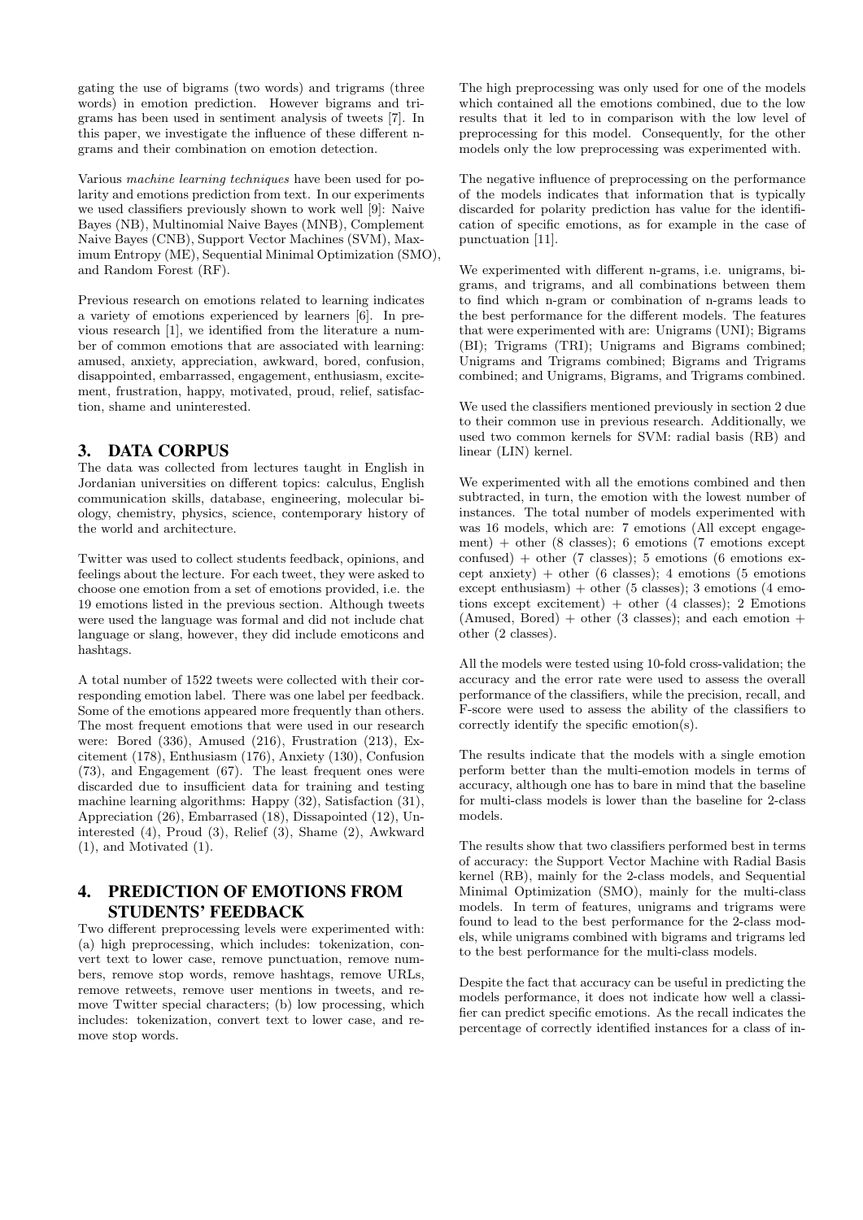gating the use of bigrams (two words) and trigrams (three words) in emotion prediction. However bigrams and trigrams has been used in sentiment analysis of tweets [7]. In this paper, we investigate the influence of these different n-grams and their combination on emotion detection.

Various *machine learning techniques* have been used for polarity and emotions prediction from text. In our experiments we used classifiers previously shown to work well [9]: Naive Bayes (NB), Multinomial Naive Bayes (MNB), Complement Naive Bayes (CNB), Support Vector Machines (SVM), Maximum Entropy (ME), Sequential Minimal Optimization (SMO), and Random Forest (RF).

Previous research on emotions related to learning indicates a variety of emotions experienced by learners [6]. In previous research [1], we identified from the literature a number of common emotions that are associated with learning: amused, anxiety, appreciation, awkward, bored, confusion, disappointed, embarrassed, engagement, enthusiasm, excitement, frustration, happy, motivated, proud, relief, satisfaction, shame and uninterested.

## 3. DATA CORPUS

The data was collected from lectures taught in English in Jordanian universities on different topics: calculus, English communication skills, database, engineering, molecular biology, chemistry, physics, science, contemporary history of the world and architecture.

Twitter was used to collect students feedback, opinions, and feelings about the lecture. For each tweet, they were asked to choose one emotion from a set of emotions provided, i.e. the 19 emotions listed in the previous section. Although tweets were used the language was formal and did not include chat language or slang, however, they did include emoticons and hashtags.

A total number of 1522 tweets were collected with their corresponding emotion label. There was one label per feedback. Some of the emotions appeared more frequently than others. The most frequent emotions that were used in our research were: Bored (336), Amused (216), Frustration (213), Excitement (178), Enthusiasm (176), Anxiety (130), Confusion (73), and Engagement (67). The least frequent ones were discarded due to insufficient data for training and testing machine learning algorithms: Happy (32), Satisfaction (31), Appreciation (26), Embarrased (18), Dissapointed (12), Uninterested (4), Proud (3), Relief (3), Shame (2), Awkward (1), and Motivated (1).

## 4. PREDICTION OF EMOTIONS FROM STUDENTS' FEEDBACK

Two different preprocessing levels were experimented with: (a) high preprocessing, which includes: tokenization, convert text to lower case, remove punctuation, remove numbers, remove stop words, remove hashtags, remove URLs, remove retweets, remove user mentions in tweets, and remove Twitter special characters; (b) low processing, which includes: tokenization, convert text to lower case, and remove stop words.

The high preprocessing was only used for one of the models which contained all the emotions combined, due to the low results that it led to in comparison with the low level of preprocessing for this model. Consequently, for the other models only the low preprocessing was experimented with.

The negative influence of preprocessing on the performance of the models indicates that information that is typically discarded for polarity prediction has value for the identification of specific emotions, as for example in the case of punctuation [11].

We experimented with different n-grams, i.e. unigrams, bigrams, and trigrams, and all combinations between them to find which n-gram or combination of n-grams leads to the best performance for the different models. The features that were experimented with are: Unigrams (UNI); Bigrams (BI); Trigrams (TRI); Unigrams and Bigrams combined; Unigrams and Trigrams combined; Bigrams and Trigrams combined; and Unigrams, Bigrams, and Trigrams combined.

We used the classifiers mentioned previously in section 2 due to their common use in previous research. Additionally, we used two common kernels for SVM: radial basis (RB) and linear (LIN) kernel.

We experimented with all the emotions combined and then subtracted, in turn, the emotion with the lowest number of instances. The total number of models experimented with was 16 models, which are: 7 emotions (All except engagement) + other (8 classes); 6 emotions (7 emotions except confused) + other (7 classes); 5 emotions (6 emotions except anxiety) + other (6 classes); 4 emotions (5 emotions except enthusiasm) + other (5 classes); 3 emotions (4 emotions except excitement) + other (4 classes); 2 Emotions (Amused, Bored) + other (3 classes); and each emotion + other (2 classes).

All the models were tested using 10-fold cross-validation; the accuracy and the error rate were used to assess the overall performance of the classifiers, while the precision, recall, and F-score were used to assess the ability of the classifiers to correctly identify the specific emotion(s).

The results indicate that the models with a single emotion perform better than the multi-emotion models in terms of accuracy, although one has to bare in mind that the baseline for multi-class models is lower than the baseline for 2-class models.

The results show that two classifiers performed best in terms of accuracy: the Support Vector Machine with Radial Basis kernel (RB), mainly for the 2-class models, and Sequential Minimal Optimization (SMO), mainly for the multi-class models. In term of features, unigrams and trigrams were found to lead to the best performance for the 2-class models, while unigrams combined with bigrams and trigrams led to the best performance for the multi-class models.

Despite the fact that accuracy can be useful in predicting the models performance, it does not indicate how well a classifier can predict specific emotions. As the recall indicates the percentage of correctly identified instances for a class of in-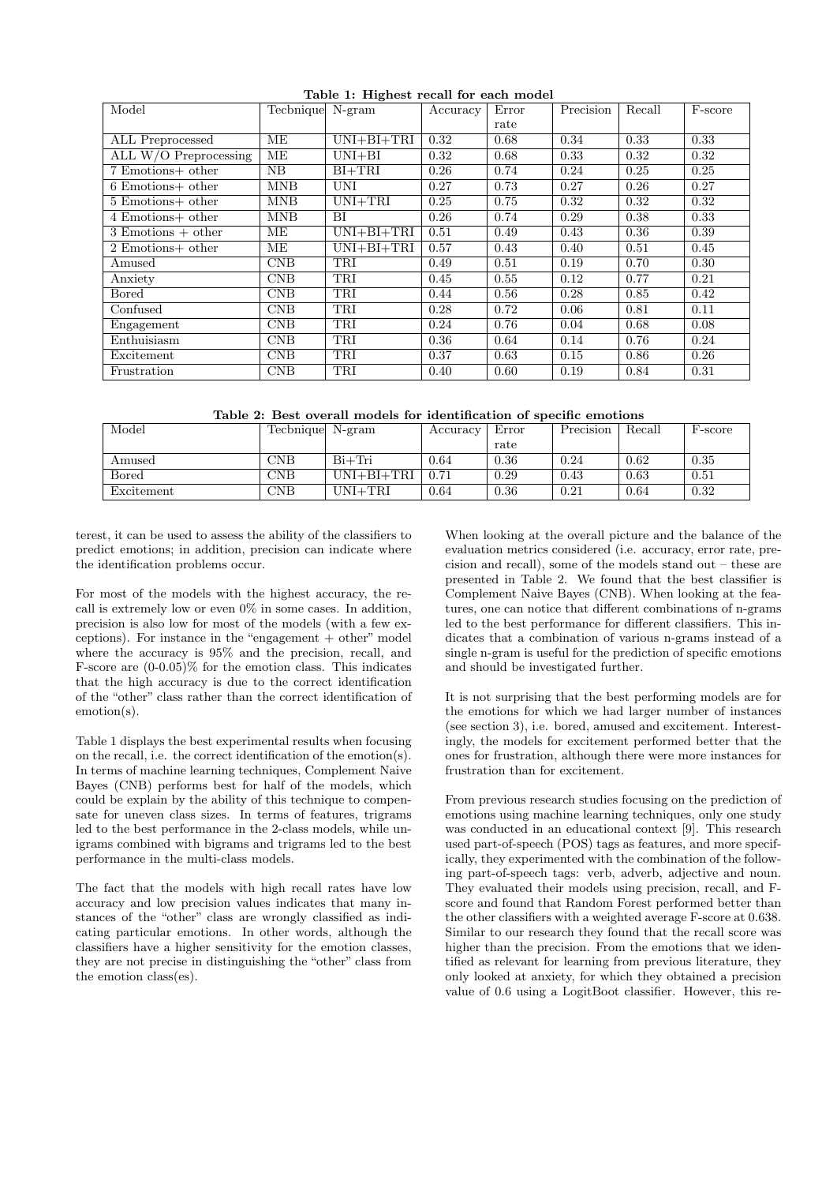**Table 1: Highest recall for each model**

| Model | Tecbnique | N-gram | Accuracy | Error rate | Precision | Recall | F-score |
|---|---|---|---|---|---|---|---|
| ALL Preprocessed | ME | UNI+BI+TRI | 0.32 | 0.68 | 0.34 | 0.33 | 0.33 |
| ALL W/O Preprocessing | ME | UNI+BI | 0.32 | 0.68 | 0.33 | 0.32 | 0.32 |
| 7 Emotions+ other | NB | BI+TRI | 0.26 | 0.74 | 0.24 | 0.25 | 0.25 |
| 6 Emotions+ other | MNB | UNI | 0.27 | 0.73 | 0.27 | 0.26 | 0.27 |
| 5 Emotions+ other | MNB | UNI+TRI | 0.25 | 0.75 | 0.32 | 0.32 | 0.32 |
| 4 Emotions+ other | MNB | BI | 0.26 | 0.74 | 0.29 | 0.38 | 0.33 |
| 3 Emotions + other | ME | UNI+BI+TRI | 0.51 | 0.49 | 0.43 | 0.36 | 0.39 |
| 2 Emotions+ other | ME | UNI+BI+TRI | 0.57 | 0.43 | 0.40 | 0.51 | 0.45 |
| Amused | CNB | TRI | 0.49 | 0.51 | 0.19 | 0.70 | 0.30 |
| Anxiety | CNB | TRI | 0.45 | 0.55 | 0.12 | 0.77 | 0.21 |
| Bored | CNB | TRI | 0.44 | 0.56 | 0.28 | 0.85 | 0.42 |
| Confused | CNB | TRI | 0.28 | 0.72 | 0.06 | 0.81 | 0.11 |
| Engagement | CNB | TRI | 0.24 | 0.76 | 0.04 | 0.68 | 0.08 |
| Enthuisiasm | CNB | TRI | 0.36 | 0.64 | 0.14 | 0.76 | 0.24 |
| Excitement | CNB | TRI | 0.37 | 0.63 | 0.15 | 0.86 | 0.26 |
| Frustration | CNB | TRI | 0.40 | 0.60 | 0.19 | 0.84 | 0.31 |

**Table 2: Best overall models for identification of specific emotions**

| Model | Tecbnique | N-gram | Accuracy | Error rate | Precision | Recall | F-score |
|---|---|---|---|---|---|---|---|
| Amused | CNB | Bi+Tri | 0.64 | 0.36 | 0.24 | 0.62 | 0.35 |
| Bored | CNB | UNI+BI+TRI | 0.71 | 0.29 | 0.43 | 0.63 | 0.51 |
| Excitement | CNB | UNI+TRI | 0.64 | 0.36 | 0.21 | 0.64 | 0.32 |

terest, it can be used to assess the ability of the classifiers to predict emotions; in addition, precision can indicate where the identification problems occur.

For most of the models with the highest accuracy, the recall is extremely low or even 0% in some cases. In addition, precision is also low for most of the models (with a few exceptions). For instance in the "engagement + other" model where the accuracy is 95% and the precision, recall, and F-score are (0-0.05)% for the emotion class. This indicates that the high accuracy is due to the correct identification of the "other" class rather than the correct identification of emotion(s).

Table 1 displays the best experimental results when focusing on the recall, i.e. the correct identification of the emotion(s). In terms of machine learning techniques, Complement Naive Bayes (CNB) performs best for half of the models, which could be explain by the ability of this technique to compensate for uneven class sizes. In terms of features, trigrams led to the best performance in the 2-class models, while unigrams combined with bigrams and trigrams led to the best performance in the multi-class models.

The fact that the models with high recall rates have low accuracy and low precision values indicates that many instances of the "other" class are wrongly classified as indicating particular emotions. In other words, although the classifiers have a higher sensitivity for the emotion classes, they are not precise in distinguishing the "other" class from the emotion class(es).

When looking at the overall picture and the balance of the evaluation metrics considered (i.e. accuracy, error rate, precision and recall), some of the models stand out – these are presented in Table 2. We found that the best classifier is Complement Naive Bayes (CNB). When looking at the features, one can notice that different combinations of n-grams led to the best performance for different classifiers. This indicates that a combination of various n-grams instead of a single n-gram is useful for the prediction of specific emotions and should be investigated further.

It is not surprising that the best performing models are for the emotions for which we had larger number of instances (see section 3), i.e. bored, amused and excitement. Interestingly, the models for excitement performed better that the ones for frustration, although there were more instances for frustration than for excitement.

From previous research studies focusing on the prediction of emotions using machine learning techniques, only one study was conducted in an educational context [9]. This research used part-of-speech (POS) tags as features, and more specifically, they experimented with the combination of the following part-of-speech tags: verb, adverb, adjective and noun. They evaluated their models using precision, recall, and F-score and found that Random Forest performed better than the other classifiers with a weighted average F-score at 0.638. Similar to our research they found that the recall score was higher than the precision. From the emotions that we identified as relevant for learning from previous literature, they only looked at anxiety, for which they obtained a precision value of 0.6 using a LogitBoot classifier. However, this re-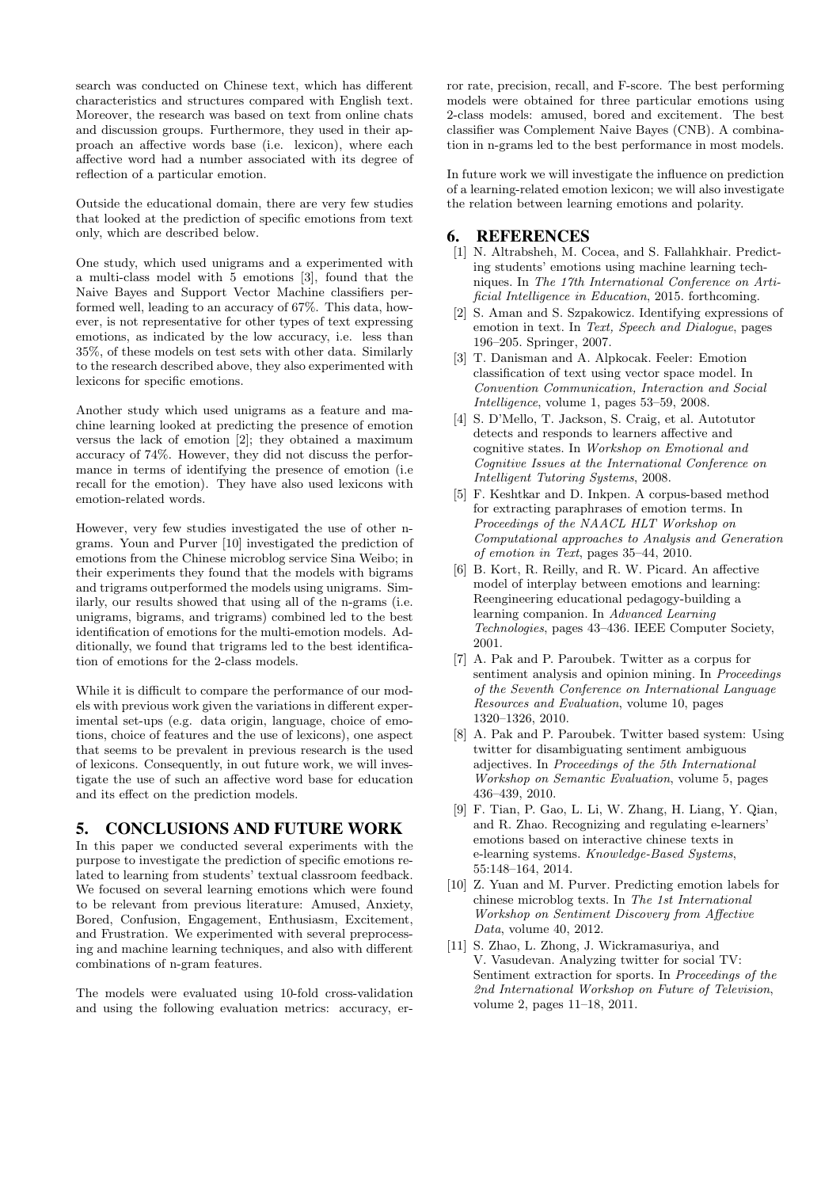search was conducted on Chinese text, which has different characteristics and structures compared with English text. Moreover, the research was based on text from online chats and discussion groups. Furthermore, they used in their approach an affective words base (i.e. lexicon), where each affective word had a number associated with its degree of reflection of a particular emotion.

Outside the educational domain, there are very few studies that looked at the prediction of specific emotions from text only, which are described below.

One study, which used unigrams and a experimented with a multi-class model with 5 emotions [3], found that the Naive Bayes and Support Vector Machine classifiers performed well, leading to an accuracy of 67%. This data, however, is not representative for other types of text expressing emotions, as indicated by the low accuracy, i.e. less than 35%, of these models on test sets with other data. Similarly to the research described above, they also experimented with lexicons for specific emotions.

Another study which used unigrams as a feature and machine learning looked at predicting the presence of emotion versus the lack of emotion [2]; they obtained a maximum accuracy of 74%. However, they did not discuss the performance in terms of identifying the presence of emotion (i.e recall for the emotion). They have also used lexicons with emotion-related words.

However, very few studies investigated the use of other n-grams. Youn and Purver [10] investigated the prediction of emotions from the Chinese microblog service Sina Weibo; in their experiments they found that the models with bigrams and trigrams outperformed the models using unigrams. Similarly, our results showed that using all of the n-grams (i.e. unigrams, bigrams, and trigrams) combined led to the best identification of emotions for the multi-emotion models. Additionally, we found that trigrams led to the best identification of emotions for the 2-class models.

While it is difficult to compare the performance of our models with previous work given the variations in different experimental set-ups (e.g. data origin, language, choice of emotions, choice of features and the use of lexicons), one aspect that seems to be prevalent in previous research is the used of lexicons. Consequently, in out future work, we will investigate the use of such an affective word base for education and its effect on the prediction models.

## 5. CONCLUSIONS AND FUTURE WORK

In this paper we conducted several experiments with the purpose to investigate the prediction of specific emotions related to learning from students' textual classroom feedback. We focused on several learning emotions which were found to be relevant from previous literature: Amused, Anxiety, Bored, Confusion, Engagement, Enthusiasm, Excitement, and Frustration. We experimented with several preprocessing and machine learning techniques, and also with different combinations of n-gram features.

The models were evaluated using 10-fold cross-validation and using the following evaluation metrics: accuracy, error rate, precision, recall, and F-score. The best performing models were obtained for three particular emotions using 2-class models: amused, bored and excitement. The best classifier was Complement Naive Bayes (CNB). A combination in n-grams led to the best performance in most models.

In future work we will investigate the influence on prediction of a learning-related emotion lexicon; we will also investigate the relation between learning emotions and polarity.

## 6. REFERENCES

[1] N. Altrabsheh, M. Cocea, and S. Fallahkhair. Predicting students' emotions using machine learning techniques. In *The 17th International Conference on Artificial Intelligence in Education*, 2015. forthcoming.

[2] S. Aman and S. Szpakowicz. Identifying expressions of emotion in text. In *Text, Speech and Dialogue*, pages 196–205. Springer, 2007.

[3] T. Danisman and A. Alpkocak. Feeler: Emotion classification of text using vector space model. In *Convention Communication, Interaction and Social Intelligence*, volume 1, pages 53–59, 2008.

[4] S. D'Mello, T. Jackson, S. Craig, et al. Autotutor detects and responds to learners affective and cognitive states. In *Workshop on Emotional and Cognitive Issues at the International Conference on Intelligent Tutoring Systems*, 2008.

[5] F. Keshtkar and D. Inkpen. A corpus-based method for extracting paraphrases of emotion terms. In *Proceedings of the NAACL HLT Workshop on Computational approaches to Analysis and Generation of emotion in Text*, pages 35–44, 2010.

[6] B. Kort, R. Reilly, and R. W. Picard. An affective model of interplay between emotions and learning: Reengineering educational pedagogy-building a learning companion. In *Advanced Learning Technologies*, pages 43–436. IEEE Computer Society, 2001.

[7] A. Pak and P. Paroubek. Twitter as a corpus for sentiment analysis and opinion mining. In *Proceedings of the Seventh Conference on International Language Resources and Evaluation*, volume 10, pages 1320–1326, 2010.

[8] A. Pak and P. Paroubek. Twitter based system: Using twitter for disambiguating sentiment ambiguous adjectives. In *Proceedings of the 5th International Workshop on Semantic Evaluation*, volume 5, pages 436–439, 2010.

[9] F. Tian, P. Gao, L. Li, W. Zhang, H. Liang, Y. Qian, and R. Zhao. Recognizing and regulating e-learners' emotions based on interactive chinese texts in e-learning systems. *Knowledge-Based Systems*, 55:148–164, 2014.

[10] Z. Yuan and M. Purver. Predicting emotion labels for chinese microblog texts. In *The 1st International Workshop on Sentiment Discovery from Affective Data*, volume 40, 2012.

[11] S. Zhao, L. Zhong, J. Wickramasuriya, and V. Vasudevan. Analyzing twitter for social TV: Sentiment extraction for sports. In *Proceedings of the 2nd International Workshop on Future of Television*, volume 2, pages 11–18, 2011.